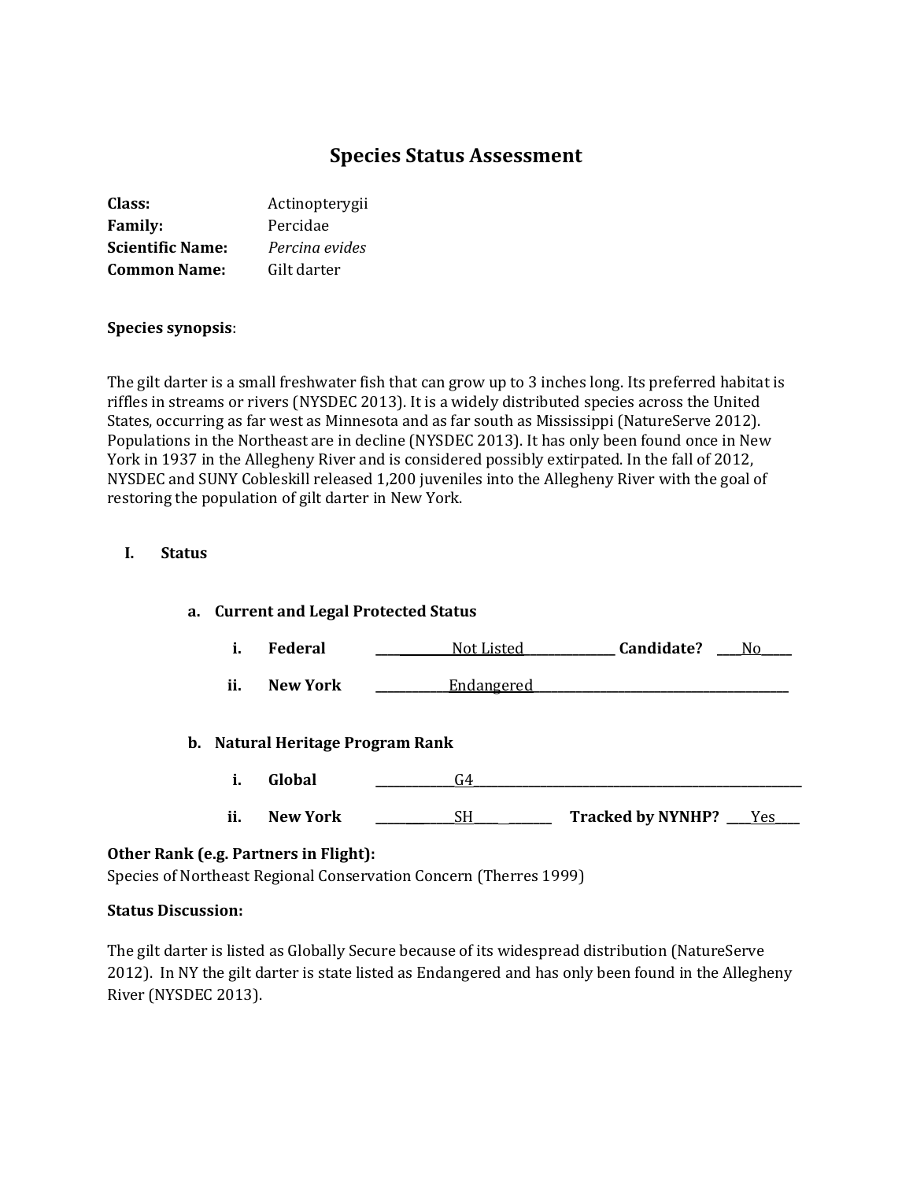# Species Status Assessment

**Class:** Actinopterygii
**Family:** Percidae
**Scientific Name:** *Percina evides*
**Common Name:** Gilt darter

**Species synopsis**:

The gilt darter is a small freshwater fish that can grow up to 3 inches long. Its preferred habitat is riffles in streams or rivers (NYSDEC 2013). It is a widely distributed species across the United States, occurring as far west as Minnesota and as far south as Mississippi (NatureServe 2012). Populations in the Northeast are in decline (NYSDEC 2013). It has only been found once in New York in 1937 in the Allegheny River and is considered possibly extirpated. In the fall of 2012, NYSDEC and SUNY Cobleskill released 1,200 juveniles into the Allegheny River with the goal of restoring the population of gilt darter in New York.

## I. Status

### a. Current and Legal Protected Status

i. **Federal** ____Not Listed____ **Candidate?** ____No____

ii. **New York** ____Endangered____

### b. Natural Heritage Program Rank

i. **Global** ____G4____

ii. **New York** ____SH____ **Tracked by NYNHP?** ____Yes____

**Other Rank (e.g. Partners in Flight):**
Species of Northeast Regional Conservation Concern (Therres 1999)

**Status Discussion:**

The gilt darter is listed as Globally Secure because of its widespread distribution (NatureServe 2012). In NY the gilt darter is state listed as Endangered and has only been found in the Allegheny River (NYSDEC 2013).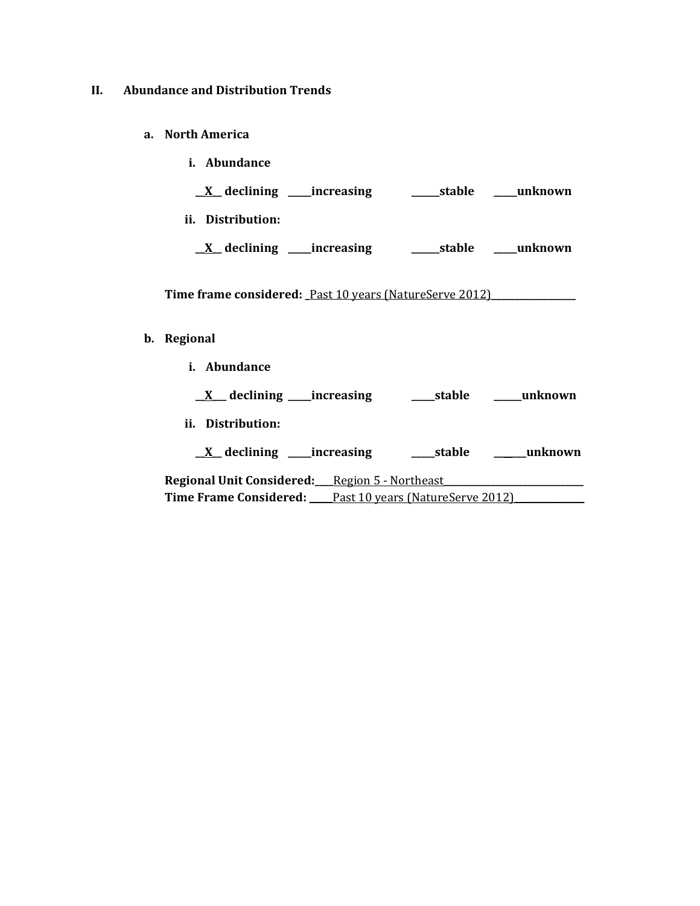## II. Abundance and Distribution Trends

### a. North America

**i. Abundance**

**__X__ declining _____increasing ______stable _____unknown**

**ii. Distribution:**

**__X__ declining _____increasing ______stable _____unknown**

**Time frame considered:** _Past 10 years (NatureServe 2012)__________________

### b. Regional

**i. Abundance**

**__X___ declining _____increasing _____stable ______unknown**

**ii. Distribution:**

**__X__ declining _____increasing _____stable _______unknown**

**Regional Unit Considered:**____Region 5 - Northeast______________________________

**Time Frame Considered:** _____Past 10 years (NatureServe 2012)_______________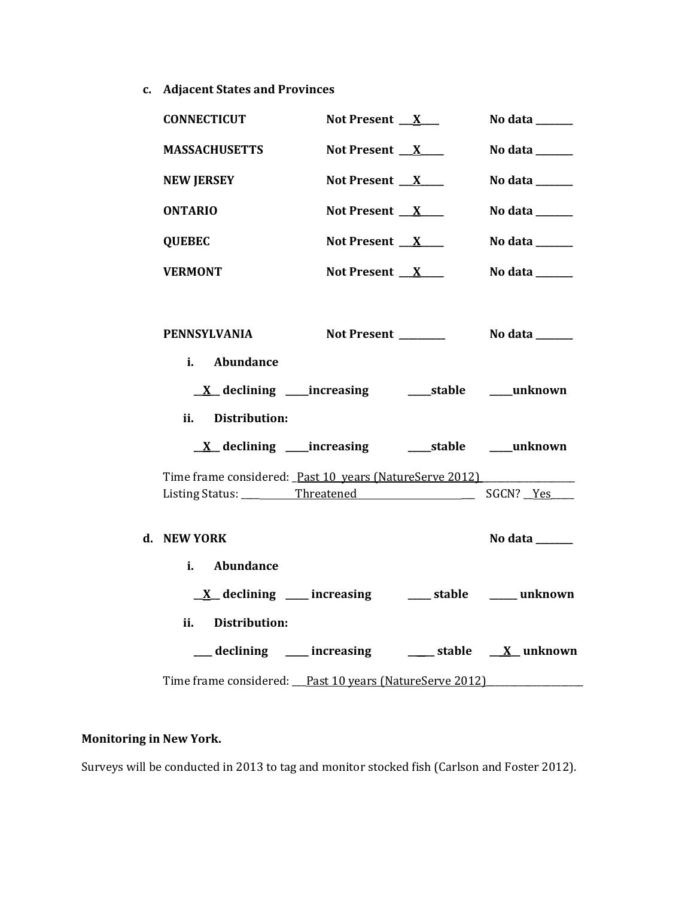**c. Adjacent States and Provinces**

**CONNECTICUT** **Not Present** ___X____ **No data** _______

**MASSACHUSETTS** **Not Present** ___X_____ **No data** _______

**NEW JERSEY** **Not Present** ___X_____ **No data** _______

**ONTARIO** **Not Present** ___X_____ **No data** _______

**QUEBEC** **Not Present** ___X_____ **No data** _______

**VERMONT** **Not Present** ___X_____ **No data** _______

**PENNSYLVANIA** **Not Present** _________ **No data** _______

**i. Abundance**

__X__ **declining** _____**increasing** _____**stable** _____**unknown**

**ii. Distribution:**

__X__ **declining** _____**increasing** _____**stable** _____**unknown**

Time frame considered: _Past 10 years (NatureServe 2012)___________________
Listing Status: ____________Threatened_________________________ SGCN? __Yes_____

**d. NEW YORK** **No data** _______

**i. Abundance**

__X__ **declining** _____ **increasing** _____ **stable** ______ **unknown**

**ii. Distribution:**

____ **declining** _____ **increasing** _____ **stable** __X__ **unknown**

Time frame considered: ___Past 10 years (NatureServe 2012)____________________

**Monitoring in New York.**

Surveys will be conducted in 2013 to tag and monitor stocked fish (Carlson and Foster 2012).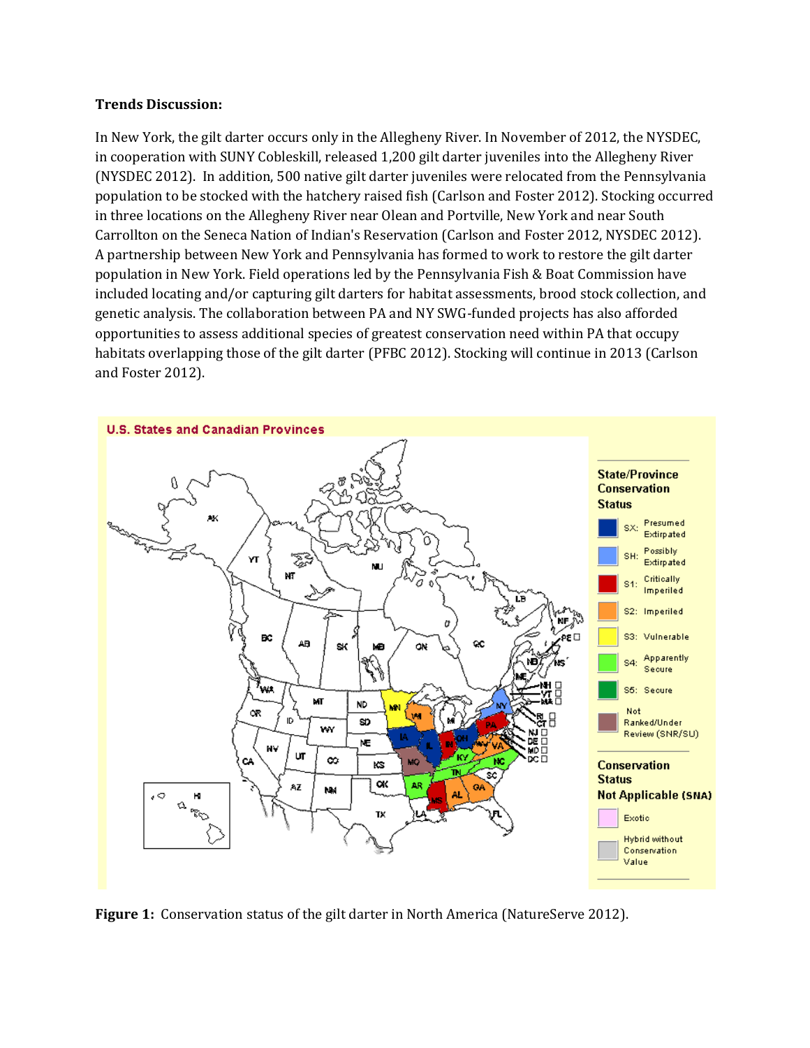**Trends Discussion:**

In New York, the gilt darter occurs only in the Allegheny River. In November of 2012, the NYSDEC, in cooperation with SUNY Cobleskill, released 1,200 gilt darter juveniles into the Allegheny River (NYSDEC 2012). In addition, 500 native gilt darter juveniles were relocated from the Pennsylvania population to be stocked with the hatchery raised fish (Carlson and Foster 2012). Stocking occurred in three locations on the Allegheny River near Olean and Portville, New York and near South Carrollton on the Seneca Nation of Indian's Reservation (Carlson and Foster 2012, NYSDEC 2012). A partnership between New York and Pennsylvania has formed to work to restore the gilt darter population in New York. Field operations led by the Pennsylvania Fish & Boat Commission have included locating and/or capturing gilt darters for habitat assessments, brood stock collection, and genetic analysis. The collaboration between PA and NY SWG-funded projects has also afforded opportunities to assess additional species of greatest conservation need within PA that occupy habitats overlapping those of the gilt darter (PFBC 2012). Stocking will continue in 2013 (Carlson and Foster 2012).

**Figure 1:** Conservation status of the gilt darter in North America (NatureServe 2012).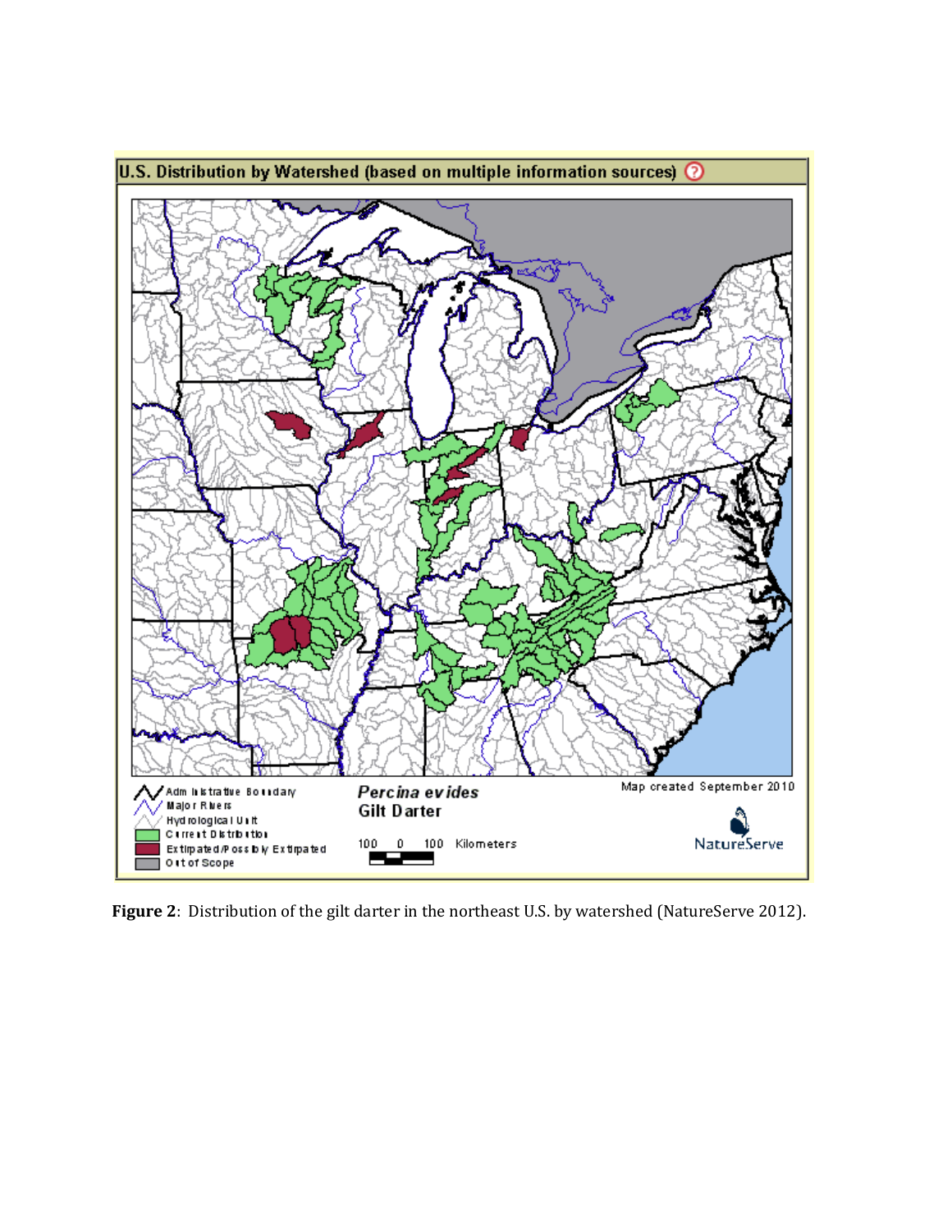**Figure 2**: Distribution of the gilt darter in the northeast U.S. by watershed (NatureServe 2012).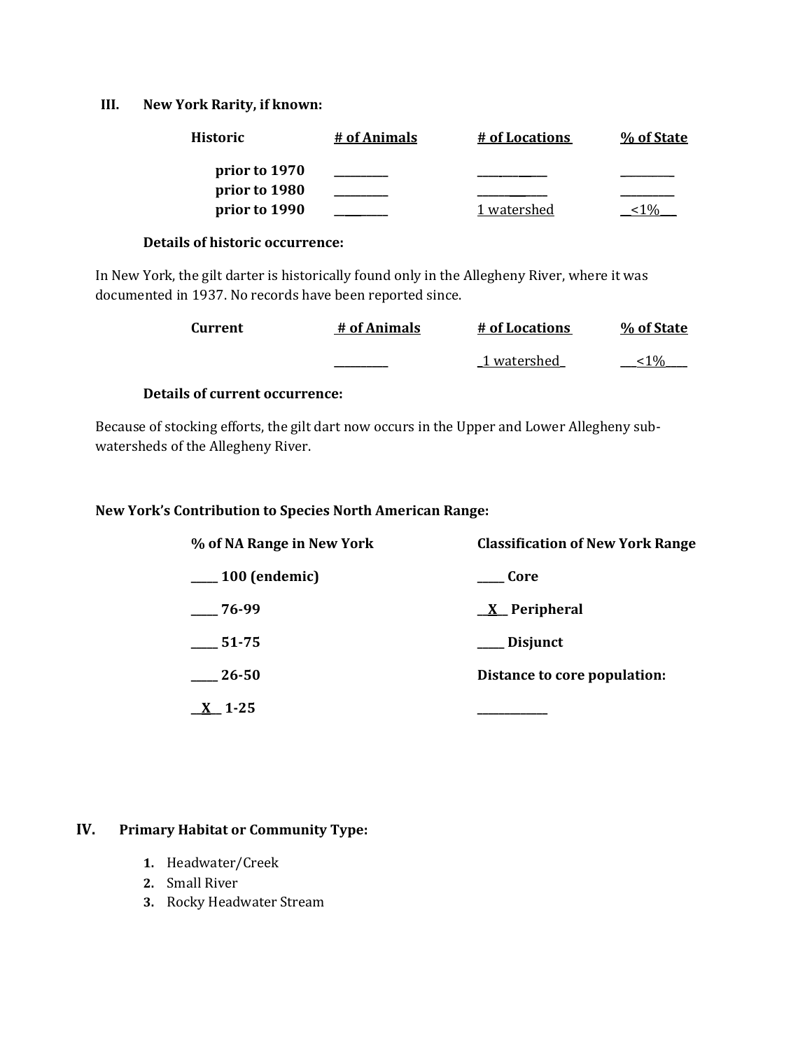## III. New York Rarity, if known:

| Historic | # of Animals | # of Locations | % of State |
|---|---|---|---|
| prior to 1970 | _________ | ___________ | _________ |
| prior to 1980 | _________ | ___________ | _________ |
| prior to 1990 | _________ | 1 watershed | <1% |

**Details of historic occurrence:**

In New York, the gilt darter is historically found only in the Allegheny River, where it was documented in 1937. No records have been reported since.

| Current | # of Animals | # of Locations | % of State |
|---|---|---|---|
| | _________ | 1 watershed | <1% |

**Details of current occurrence:**

Because of stocking efforts, the gilt dart now occurs in the Upper and Lower Allegheny sub-watersheds of the Allegheny River.

**New York's Contribution to Species North American Range:**

| % of NA Range in New York | Classification of New York Range |
|---|---|
| ____ 100 (endemic) | ____ Core |
| ____ 76-99 | __X__ Peripheral |
| ____ 51-75 | ____ Disjunct |
| ____ 26-50 | Distance to core population: |
| __X__ 1-25 | ___________ |

## IV. Primary Habitat or Community Type:

1. Headwater/Creek
2. Small River
3. Rocky Headwater Stream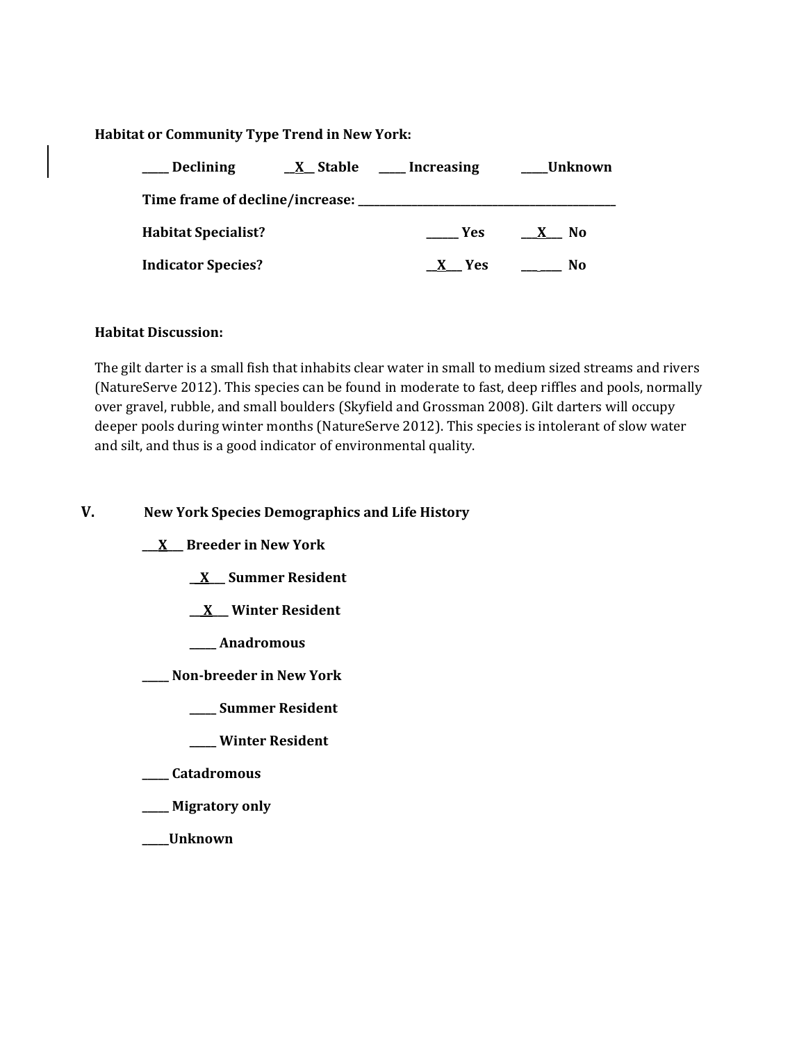**Habitat or Community Type Trend in New York:**

**_____ Declining __X__ Stable _____ Increasing _____Unknown**

**Time frame of decline/increase: _______________________________________________**

**Habitat Specialist? ______ Yes __X__ No**

**Indicator Species? __X__ Yes ______ No**

**Habitat Discussion:**

The gilt darter is a small fish that inhabits clear water in small to medium sized streams and rivers (NatureServe 2012). This species can be found in moderate to fast, deep riffles and pools, normally over gravel, rubble, and small boulders (Skyfield and Grossman 2008). Gilt darters will occupy deeper pools during winter months (NatureServe 2012). This species is intolerant of slow water and silt, and thus is a good indicator of environmental quality.

## V. New York Species Demographics and Life History

**___X___ Breeder in New York**

- **__X___ Summer Resident**
- **__X___ Winter Resident**
- **_____ Anadromous**

**_____ Non-breeder in New York**

- **_____ Summer Resident**
- **_____ Winter Resident**

**_____ Catadromous**

**_____ Migratory only**

**_____Unknown**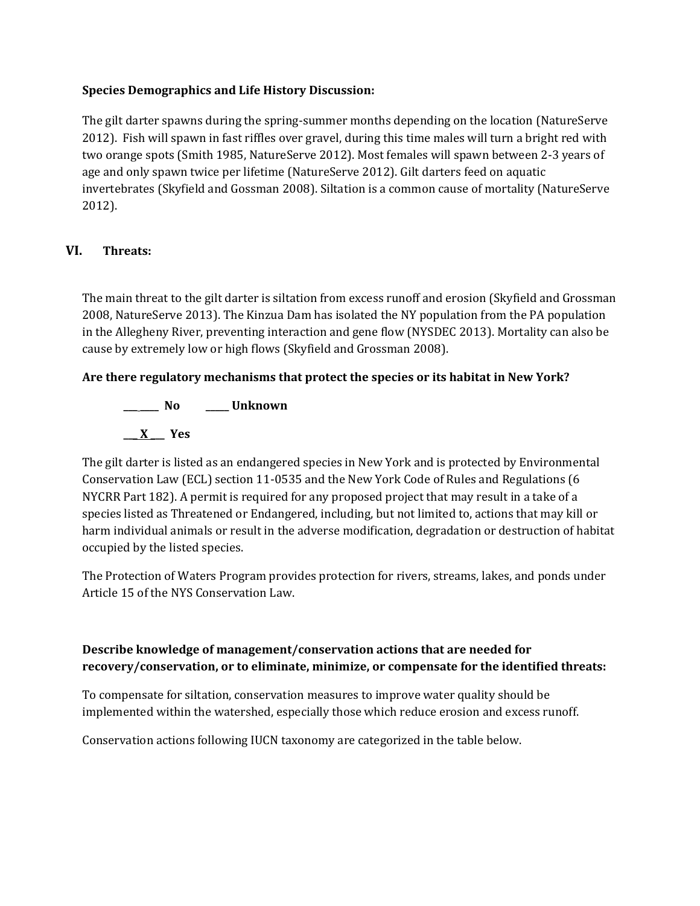**Species Demographics and Life History Discussion:**

The gilt darter spawns during the spring-summer months depending on the location (NatureServe 2012). Fish will spawn in fast riffles over gravel, during this time males will turn a bright red with two orange spots (Smith 1985, NatureServe 2012). Most females will spawn between 2-3 years of age and only spawn twice per lifetime (NatureServe 2012). Gilt darters feed on aquatic invertebrates (Skyfield and Gossman 2008). Siltation is a common cause of mortality (NatureServe 2012).

## VI. Threats:

The main threat to the gilt darter is siltation from excess runoff and erosion (Skyfield and Grossman 2008, NatureServe 2013). The Kinzua Dam has isolated the NY population from the PA population in the Allegheny River, preventing interaction and gene flow (NYSDEC 2013). Mortality can also be cause by extremely low or high flows (Skyfield and Grossman 2008).

**Are there regulatory mechanisms that protect the species or its habitat in New York?**

_______ **No** _____ **Unknown**

___X___ **Yes**

The gilt darter is listed as an endangered species in New York and is protected by Environmental Conservation Law (ECL) section 11-0535 and the New York Code of Rules and Regulations (6 NYCRR Part 182). A permit is required for any proposed project that may result in a take of a species listed as Threatened or Endangered, including, but not limited to, actions that may kill or harm individual animals or result in the adverse modification, degradation or destruction of habitat occupied by the listed species.

The Protection of Waters Program provides protection for rivers, streams, lakes, and ponds under Article 15 of the NYS Conservation Law.

**Describe knowledge of management/conservation actions that are needed for recovery/conservation, or to eliminate, minimize, or compensate for the identified threats:**

To compensate for siltation, conservation measures to improve water quality should be implemented within the watershed, especially those which reduce erosion and excess runoff.

Conservation actions following IUCN taxonomy are categorized in the table below.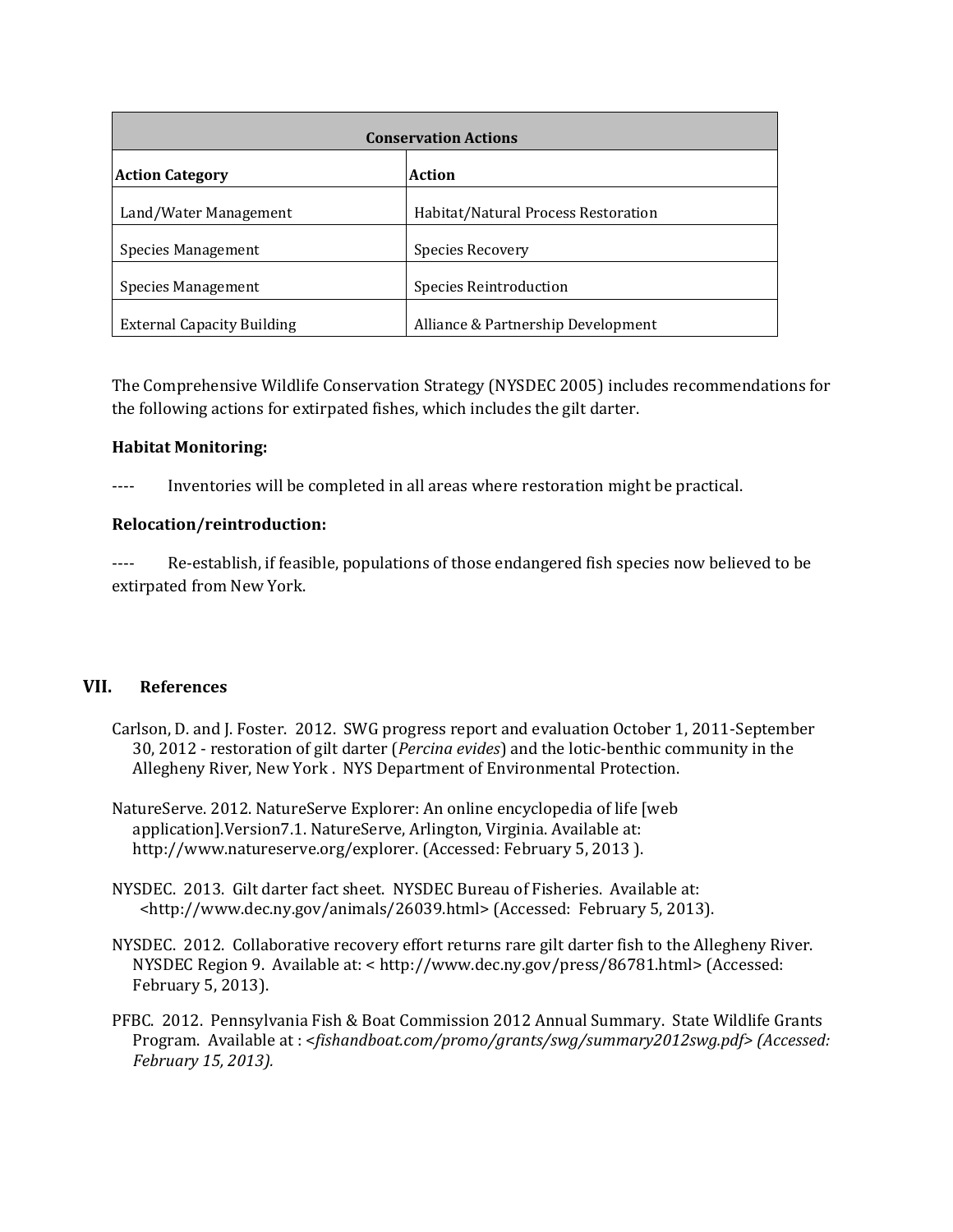| Conservation Actions | |
|---|---|
| **Action Category** | **Action** |
| Land/Water Management | Habitat/Natural Process Restoration |
| Species Management | Species Recovery |
| Species Management | Species Reintroduction |
| External Capacity Building | Alliance & Partnership Development |

The Comprehensive Wildlife Conservation Strategy (NYSDEC 2005) includes recommendations for the following actions for extirpated fishes, which includes the gilt darter.

**Habitat Monitoring:**

---- Inventories will be completed in all areas where restoration might be practical.

**Relocation/reintroduction:**

---- Re-establish, if feasible, populations of those endangered fish species now believed to be extirpated from New York.

## VII. References

Carlson, D. and J. Foster. 2012. SWG progress report and evaluation October 1, 2011-September 30, 2012 - restoration of gilt darter (*Percina evides*) and the lotic-benthic community in the Allegheny River, New York . NYS Department of Environmental Protection.

NatureServe. 2012. NatureServe Explorer: An online encyclopedia of life [web application].Version7.1. NatureServe, Arlington, Virginia. Available at: http://www.natureserve.org/explorer. (Accessed: February 5, 2013 ).

NYSDEC. 2013. Gilt darter fact sheet. NYSDEC Bureau of Fisheries. Available at: <http://www.dec.ny.gov/animals/26039.html> (Accessed: February 5, 2013).

NYSDEC. 2012. Collaborative recovery effort returns rare gilt darter fish to the Allegheny River. NYSDEC Region 9. Available at: < http://www.dec.ny.gov/press/86781.html> (Accessed: February 5, 2013).

PFBC. 2012. Pennsylvania Fish & Boat Commission 2012 Annual Summary. State Wildlife Grants Program. Available at : <*fishandboat.com/promo/grants/swg/summary2012swg.pdf> (Accessed: February 15, 2013).*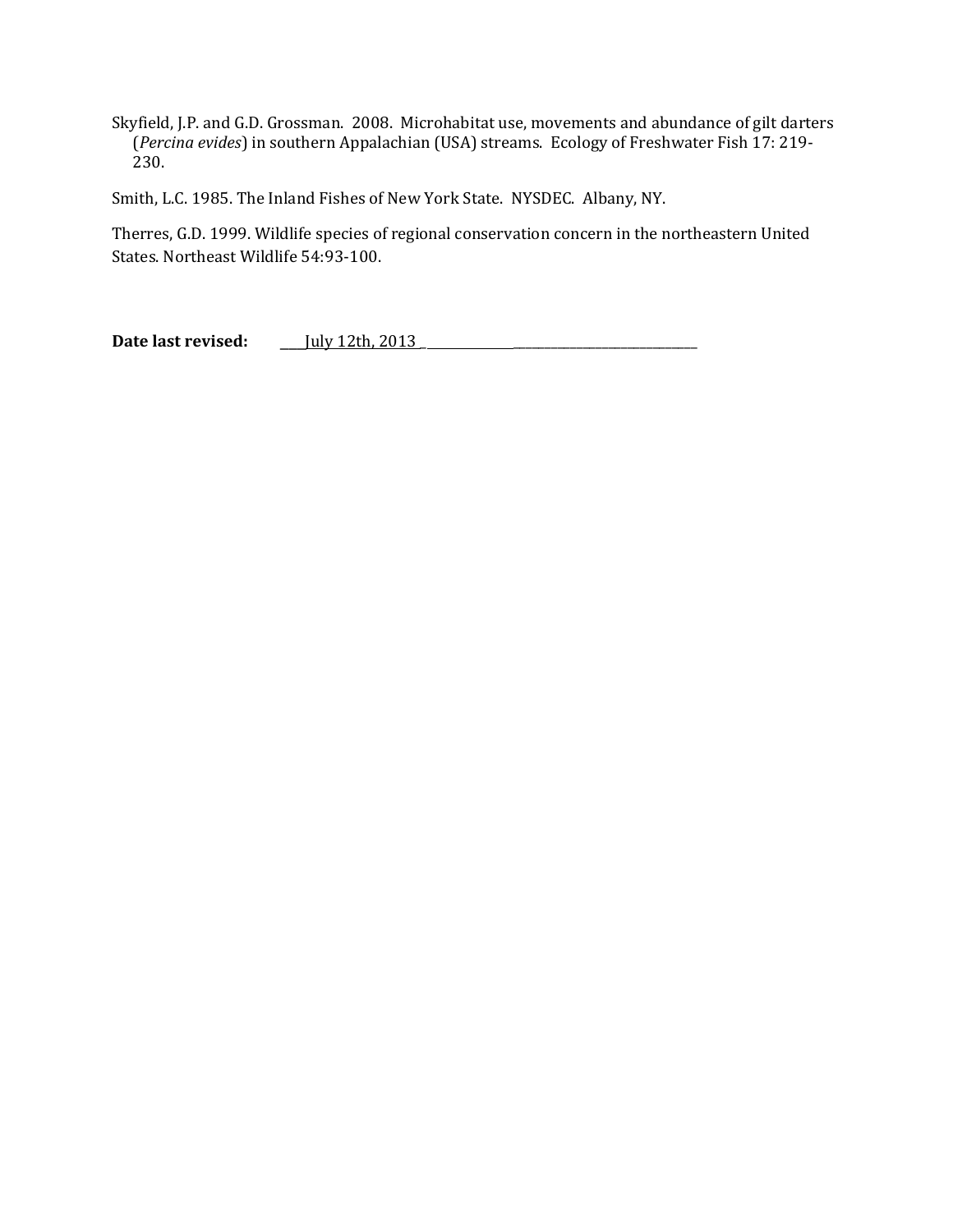Skyfield, J.P. and G.D. Grossman. 2008. Microhabitat use, movements and abundance of gilt darters (*Percina evides*) in southern Appalachian (USA) streams. Ecology of Freshwater Fish 17: 219-230.

Smith, L.C. 1985. The Inland Fishes of New York State. NYSDEC. Albany, NY.

Therres, G.D. 1999. Wildlife species of regional conservation concern in the northeastern United States. Northeast Wildlife 54:93-100.

**Date last revised:** July 12th, 2013